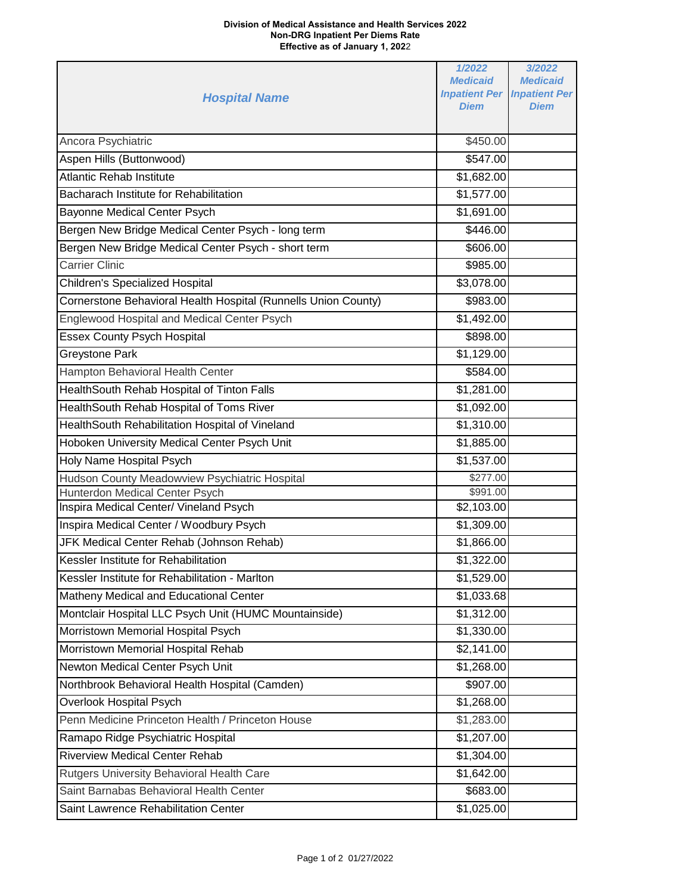**Division of Medical Assistance and Health Services 2022**
**Non-DRG Inpatient Per Diems Rate**
**Effective as of January 1, 2022**

| *Hospital Name* | *1/2022 Medicaid Inpatient Per Diem* | *3/2022 Medicaid Inpatient Per Diem* |
|---|---|---|
| Ancora Psychiatric | $450.00 | |
| Aspen Hills (Buttonwood) | $547.00 | |
| Atlantic Rehab Institute | $1,682.00 | |
| Bacharach Institute for Rehabilitation | $1,577.00 | |
| Bayonne Medical Center Psych | $1,691.00 | |
| Bergen New Bridge Medical Center Psych - long term | $446.00 | |
| Bergen New Bridge Medical Center Psych - short term | $606.00 | |
| Carrier Clinic | $985.00 | |
| Children's Specialized Hospital | $3,078.00 | |
| Cornerstone Behavioral Health Hospital (Runnells Union County) | $983.00 | |
| Englewood Hospital and Medical Center Psych | $1,492.00 | |
| Essex County Psych Hospital | $898.00 | |
| Greystone Park | $1,129.00 | |
| Hampton Behavioral Health Center | $584.00 | |
| HealthSouth Rehab Hospital of Tinton Falls | $1,281.00 | |
| HealthSouth Rehab Hospital of Toms River | $1,092.00 | |
| HealthSouth Rehabilitation Hospital of Vineland | $1,310.00 | |
| Hoboken University Medical Center Psych Unit | $1,885.00 | |
| Holy Name Hospital Psych | $1,537.00 | |
| Hudson County Meadowview Psychiatric Hospital | $277.00 | |
| Hunterdon Medical Center Psych | $991.00 | |
| Inspira Medical Center/ Vineland Psych | $2,103.00 | |
| Inspira Medical Center / Woodbury Psych | $1,309.00 | |
| JFK Medical Center Rehab (Johnson Rehab) | $1,866.00 | |
| Kessler Institute for Rehabilitation | $1,322.00 | |
| Kessler Institute for Rehabilitation - Marlton | $1,529.00 | |
| Matheny Medical and Educational Center | $1,033.68 | |
| Montclair Hospital LLC Psych Unit (HUMC Mountainside) | $1,312.00 | |
| Morristown Memorial Hospital Psych | $1,330.00 | |
| Morristown Memorial Hospital Rehab | $2,141.00 | |
| Newton Medical Center Psych Unit | $1,268.00 | |
| Northbrook Behavioral Health Hospital (Camden) | $907.00 | |
| Overlook Hospital Psych | $1,268.00 | |
| Penn Medicine Princeton Health / Princeton House | $1,283.00 | |
| Ramapo Ridge Psychiatric Hospital | $1,207.00 | |
| Riverview Medical Center Rehab | $1,304.00 | |
| Rutgers University Behavioral Health Care | $1,642.00 | |
| Saint Barnabas Behavioral Health Center | $683.00 | |
| Saint Lawrence Rehabilitation Center | $1,025.00 | |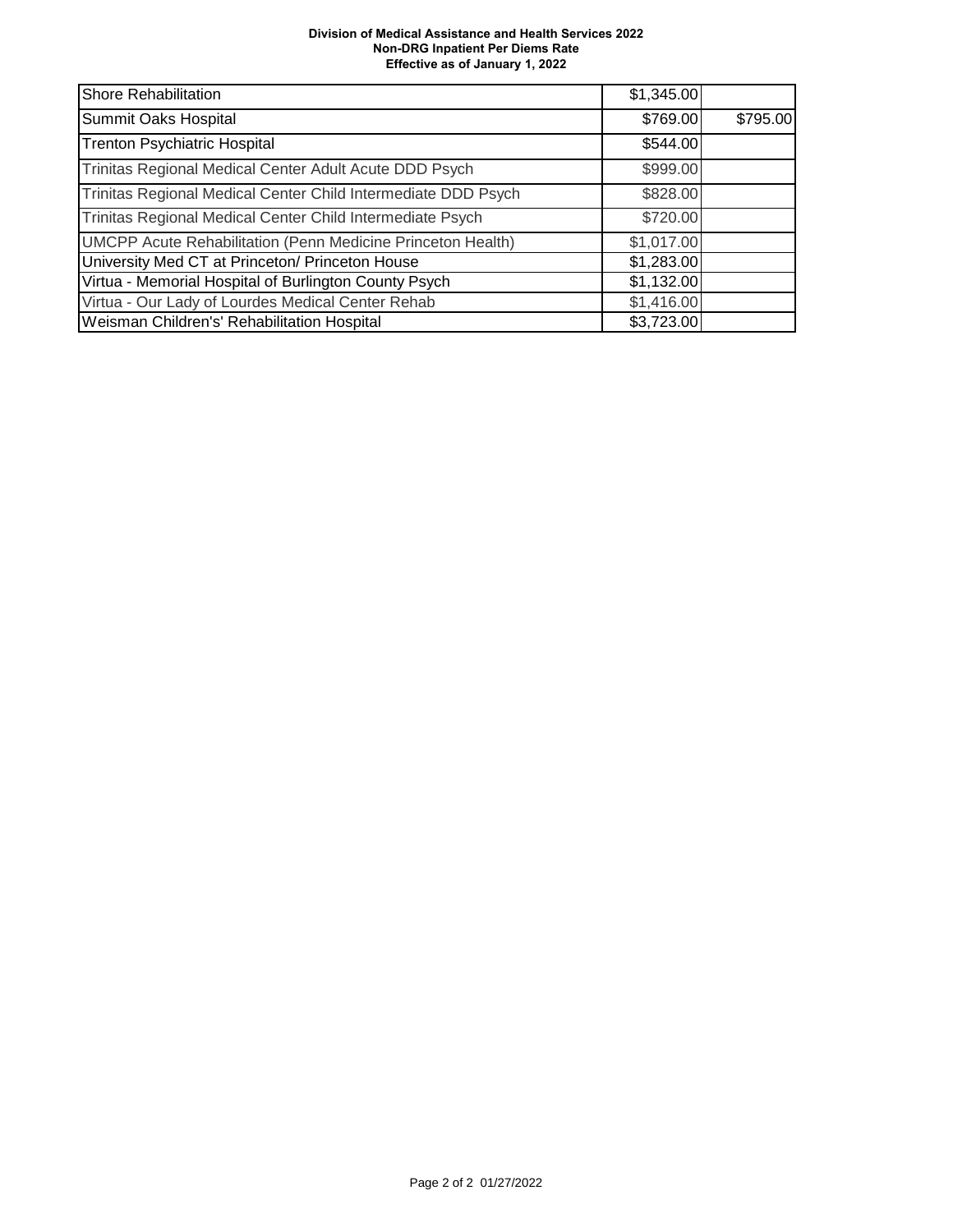**Division of Medical Assistance and Health Services 2022**
**Non-DRG Inpatient Per Diems Rate**
**Effective as of January 1, 2022**

| | | |
|---|---|---|
| Shore Rehabilitation | $1,345.00 | |
| Summit Oaks Hospital | $769.00 | $795.00 |
| Trenton Psychiatric Hospital | $544.00 | |
| Trinitas Regional Medical Center Adult Acute DDD Psych | $999.00 | |
| Trinitas Regional Medical Center Child Intermediate DDD Psych | $828.00 | |
| Trinitas Regional Medical Center Child Intermediate Psych | $720.00 | |
| UMCPP Acute Rehabilitation (Penn Medicine Princeton Health) | $1,017.00 | |
| University Med CT at Princeton/ Princeton House | $1,283.00 | |
| Virtua - Memorial Hospital of Burlington County Psych | $1,132.00 | |
| Virtua - Our Lady of Lourdes Medical Center Rehab | $1,416.00 | |
| Weisman Children's' Rehabilitation Hospital | $3,723.00 | |

01/27/2022